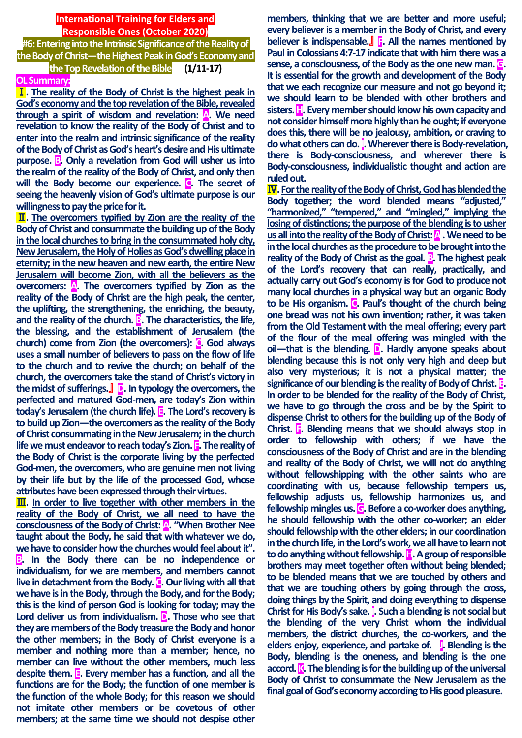# International Training for Elders and Responsible Ones (October 2020)

## #6: Entering into the Intrinsic Significance of the Reality of the Body of Christ—the Highest Peak in God's Economy and the Top Revelation of the Bible (1/11-17)

**OL Summary:**

**Ⅰ. The reality of the Body of Christ is the highest peak in God's economy and the top revelation of the Bible, revealed through a spirit of wisdom and revelation: A. We need revelation to know the reality of the Body of Christ and to enter into the realm and intrinsic significance of the reality of the Body of Christ as God's heart's desire and His ultimate purpose. B. Only a revelation from God will usher us into the realm of the reality of the Body of Christ, and only then will the Body become our experience. C. The secret of seeing the heavenly vision of God's ultimate purpose is our willingness to pay the price for it.**

**Ⅱ. The overcomers typified by Zion are the reality of the Body of Christ and consummate the building up of the Body in the local churches to bring in the consummated holy city, New Jerusalem, the Holy of Holies as God's dwelling place in eternity; in the new heaven and new earth, the entire New Jerusalem will become Zion, with all the believers as the overcomers: A. The overcomers typified by Zion as the reality of the Body of Christ are the high peak, the center, the uplifting, the strengthening, the enriching, the beauty, and the reality of the church. B. The characteristics, the life, the blessing, and the establishment of Jerusalem (the church) come from Zion (the overcomers): C. God always uses a small number of believers to pass on the flow of life to the church and to revive the church; on behalf of the church, the overcomers take the stand of Christ's victory in the midst of sufferings.』D. In typology the overcomers, the perfected and matured God-men, are today's Zion within today's Jerusalem (the church life). E. The Lord's recovery is to build up Zion—the overcomers as the reality of the Body of Christ consummating in the New Jerusalem; in the church life we must endeavor to reach today's Zion. F. The reality of the Body of Christ is the corporate living by the perfected God-men, the overcomers, who are genuine men not living by their life but by the life of the processed God, whose attributes have been expressed through their virtues.**

**Ⅲ. In order to live together with other members in the reality of the Body of Christ, we all need to have the consciousness of the Body of Christ: A. "When Brother Nee taught about the Body, he said that with whatever we do, we have to consider how the churches would feel about it". B. In the Body there can be no independence or individualism, for we are members, and members cannot live in detachment from the Body. C. Our living with all that we have is in the Body, through the Body, and for the Body; this is the kind of person God is looking for today; may the Lord deliver us from individualism. D. Those who see that they are members of the Body treasure the Body and honor the other members; in the Body of Christ everyone is a member and nothing more than a member; hence, no member can live without the other members, much less despite them. E. Every member has a function, and all the functions are for the Body; the function of one member is the function of the whole Body; for this reason we should not imitate other members or be covetous of other members; at the same time we should not despise other members, thinking that we are better and more useful; every believer is a member in the Body of Christ, and every believer is indispensable.』F. All the names mentioned by Paul in Colossians 4:7-17 indicate that with him there was a sense, a consciousness, of the Body as the one new man. G. It is essential for the growth and development of the Body that we each recognize our measure and not go beyond it; we should learn to be blended with other brothers and sisters. H. Every member should know his own capacity and not consider himself more highly than he ought; if everyone does this, there will be no jealousy, ambition, or craving to do what others can do. I. Wherever there is Body-revelation, there is Body-consciousness, and wherever there is Body-consciousness, individualistic thought and action are ruled out.**

**Ⅳ. For the reality of the Body of Christ, God has blended the Body together; the word blended means "adjusted," "harmonized," "tempered," and "mingled," implying the losing of distinctions; the purpose of the blending is to usher us all into the reality of the Body of Christ: A. We need to be in the local churches as the procedure to be brought into the reality of the Body of Christ as the goal. B. The highest peak of the Lord's recovery that can really, practically, and actually carry out God's economy is for God to produce not many local churches in a physical way but an organic Body to be His organism. C. Paul's thought of the church being one bread was not his own invention; rather, it was taken from the Old Testament with the meal offering; every part of the flour of the meal offering was mingled with the oil—that is the blending. D. Hardly anyone speaks about blending because this is not only very high and deep but also very mysterious; it is not a physical matter; the significance of our blending is the reality of Body of Christ. E. In order to be blended for the reality of the Body of Christ, we have to go through the cross and be by the Spirit to dispense Christ to others for the building up of the Body of Christ. F. Blending means that we should always stop in order to fellowship with others; if we have the consciousness of the Body of Christ and are in the blending and reality of the Body of Christ, we will not do anything without fellowshipping with the other saints who are coordinating with us, because fellowship tempers us, fellowship adjusts us, fellowship harmonizes us, and fellowship mingles us. G. Before a co-worker does anything, he should fellowship with the other co-worker; an elder should fellowship with the other elders; in our coordination in the church life, in the Lord's work, we all have to learn not to do anything without fellowship. H. A group of responsible brothers may meet together often without being blended; to be blended means that we are touched by others and that we are touching others by going through the cross, doing things by the Spirit, and doing everything to dispense Christ for His Body's sake. I. Such a blending is not social but the blending of the very Christ whom the individual members, the district churches, the co-workers, and the elders enjoy, experience, and partake of. J. Blending is the Body, blending is the oneness, and blending is the one accord. K. The blending is for the building up of the universal Body of Christ to consummate the New Jerusalem as the final goal of God's economy according to His good pleasure.**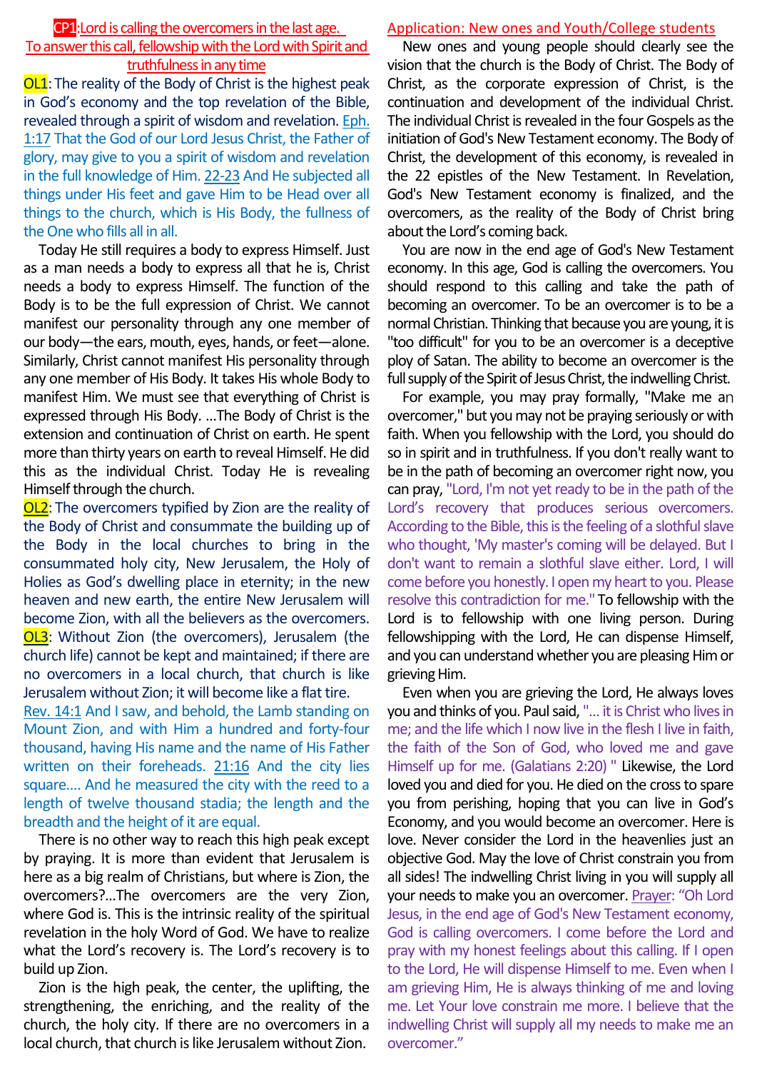**CP1**:Lord is calling the overcomers in the last age. To answer this call, fellowship with the Lord with Spirit and truthfulness in any time

**OL1**: The reality of the Body of Christ is the highest peak in God's economy and the top revelation of the Bible, revealed through a spirit of wisdom and revelation. Eph. 1:17 That the God of our Lord Jesus Christ, the Father of glory, may give to you a spirit of wisdom and revelation in the full knowledge of Him. 22-23 And He subjected all things under His feet and gave Him to be Head over all things to the church, which is His Body, the fullness of the One who fills all in all.

Today He still requires a body to express Himself. Just as a man needs a body to express all that he is, Christ needs a body to express Himself. The function of the Body is to be the full expression of Christ. We cannot manifest our personality through any one member of our body—the ears, mouth, eyes, hands, or feet—alone. Similarly, Christ cannot manifest His personality through any one member of His Body. It takes His whole Body to manifest Him. We must see that everything of Christ is expressed through His Body. ...The Body of Christ is the extension and continuation of Christ on earth. He spent more than thirty years on earth to reveal Himself. He did this as the individual Christ. Today He is revealing Himself through the church.

**OL2**: The overcomers typified by Zion are the reality of the Body of Christ and consummate the building up of the Body in the local churches to bring in the consummated holy city, New Jerusalem, the Holy of Holies as God's dwelling place in eternity; in the new heaven and new earth, the entire New Jerusalem will become Zion, with all the believers as the overcomers.

**OL3**: Without Zion (the overcomers), Jerusalem (the church life) cannot be kept and maintained; if there are no overcomers in a local church, that church is like Jerusalem without Zion; it will become like a flat tire.

Rev. 14:1 And I saw, and behold, the Lamb standing on Mount Zion, and with Him a hundred and forty-four thousand, having His name and the name of His Father written on their foreheads. 21:16 And the city lies square.... And he measured the city with the reed to a length of twelve thousand stadia; the length and the breadth and the height of it are equal.

There is no other way to reach this high peak except by praying. It is more than evident that Jerusalem is here as a big realm of Christians, but where is Zion, the overcomers?...The overcomers are the very Zion, where God is. This is the intrinsic reality of the spiritual revelation in the holy Word of God. We have to realize what the Lord's recovery is. The Lord's recovery is to build up Zion.

Zion is the high peak, the center, the uplifting, the strengthening, the enriching, and the reality of the church, the holy city. If there are no overcomers in a local church, that church is like Jerusalem without Zion.

Application: New ones and Youth/College students

New ones and young people should clearly see the vision that the church is the Body of Christ. The Body of Christ, as the corporate expression of Christ, is the continuation and development of the individual Christ. The individual Christ is revealed in the four Gospels as the initiation of God's New Testament economy. The Body of Christ, the development of this economy, is revealed in the 22 epistles of the New Testament. In Revelation, God's New Testament economy is finalized, and the overcomers, as the reality of the Body of Christ bring about the Lord's coming back.

You are now in the end age of God's New Testament economy. In this age, God is calling the overcomers. You should respond to this calling and take the path of becoming an overcomer. To be an overcomer is to be a normal Christian. Thinking that because you are young, it is "too difficult" for you to be an overcomer is a deceptive ploy of Satan. The ability to become an overcomer is the full supply of the Spirit of Jesus Christ, the indwelling Christ.

For example, you may pray formally, "Make me an overcomer," but you may not be praying seriously or with faith. When you fellowship with the Lord, you should do so in spirit and in truthfulness. If you don't really want to be in the path of becoming an overcomer right now, you can pray, "Lord, I'm not yet ready to be in the path of the Lord's recovery that produces serious overcomers. According to the Bible, this is the feeling of a slothful slave who thought, 'My master's coming will be delayed. But I don't want to remain a slothful slave either. Lord, I will come before you honestly. I open my heart to you. Please resolve this contradiction for me." To fellowship with the Lord is to fellowship with one living person. During fellowshipping with the Lord, He can dispense Himself, and you can understand whether you are pleasing Him or grieving Him.

Even when you are grieving the Lord, He always loves you and thinks of you. Paul said, "... it is Christ who lives in me; and the life which I now live in the flesh I live in faith, the faith of the Son of God, who loved me and gave Himself up for me. (Galatians 2:20) " Likewise, the Lord loved you and died for you. He died on the cross to spare you from perishing, hoping that you can live in God's Economy, and you would become an overcomer. Here is love. Never consider the Lord in the heavenlies just an objective God. May the love of Christ constrain you from all sides! The indwelling Christ living in you will supply all your needs to make you an overcomer. Prayer: "Oh Lord Jesus, in the end age of God's New Testament economy, God is calling overcomers. I come before the Lord and pray with my honest feelings about this calling. If I open to the Lord, He will dispense Himself to me. Even when I am grieving Him, He is always thinking of me and loving me. Let Your love constrain me more. I believe that the indwelling Christ will supply all my needs to make me an overcomer."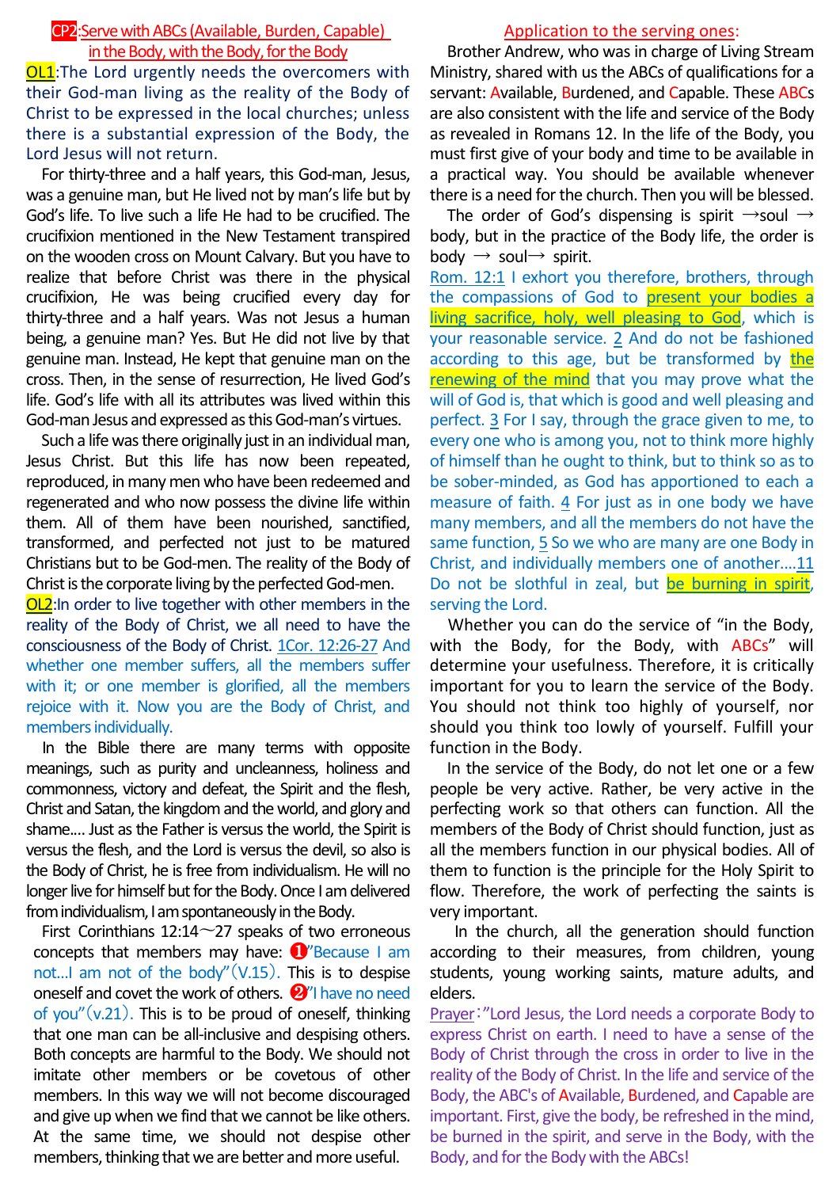## CP2:Serve with ABCs (Available, Burden, Capable) in the Body, with the Body, for the Body

**OL1**:The Lord urgently needs the overcomers with their God-man living as the reality of the Body of Christ to be expressed in the local churches; unless there is a substantial expression of the Body, the Lord Jesus will not return.

For thirty-three and a half years, this God-man, Jesus, was a genuine man, but He lived not by man's life but by God's life. To live such a life He had to be crucified. The crucifixion mentioned in the New Testament transpired on the wooden cross on Mount Calvary. But you have to realize that before Christ was there in the physical crucifixion, He was being crucified every day for thirty-three and a half years. Was not Jesus a human being, a genuine man? Yes. But He did not live by that genuine man. Instead, He kept that genuine man on the cross. Then, in the sense of resurrection, He lived God's life. God's life with all its attributes was lived within this God-man Jesus and expressed as this God-man's virtues.

Such a life was there originally just in an individual man, Jesus Christ. But this life has now been repeated, reproduced, in many men who have been redeemed and regenerated and who now possess the divine life within them. All of them have been nourished, sanctified, transformed, and perfected not just to be matured Christians but to be God-men. The reality of the Body of Christ is the corporate living by the perfected God-men.

**OL2**:In order to live together with other members in the reality of the Body of Christ, we all need to have the consciousness of the Body of Christ. 1Cor. 12:26-27 And whether one member suffers, all the members suffer with it; or one member is glorified, all the members rejoice with it. Now you are the Body of Christ, and members individually.

In the Bible there are many terms with opposite meanings, such as purity and uncleanness, holiness and commonness, victory and defeat, the Spirit and the flesh, Christ and Satan, the kingdom and the world, and glory and shame.... Just as the Father is versus the world, the Spirit is versus the flesh, and the Lord is versus the devil, so also is the Body of Christ, he is free from individualism. He will no longer live for himself but for the Body. Once I am delivered from individualism, I am spontaneously in the Body.

First Corinthians 12:14～27 speaks of two erroneous concepts that members may have: ❶"Because I am not...I am not of the body"(V.15). This is to despise oneself and covet the work of others. ❷"I have no need of you"(v.21). This is to be proud of oneself, thinking that one man can be all-inclusive and despising others. Both concepts are harmful to the Body. We should not imitate other members or be covetous of other members. In this way we will not become discouraged and give up when we find that we cannot be like others. At the same time, we should not despise other members, thinking that we are better and more useful.

### Application to the serving ones:

Brother Andrew, who was in charge of Living Stream Ministry, shared with us the ABCs of qualifications for a servant: Available, Burdened, and Capable. These ABCs are also consistent with the life and service of the Body as revealed in Romans 12. In the life of the Body, you must first give of your body and time to be available in a practical way. You should be available whenever there is a need for the church. Then you will be blessed.

The order of God's dispensing is spirit →soul → body, but in the practice of the Body life, the order is body → soul→ spirit.

Rom. 12:1 I exhort you therefore, brothers, through the compassions of God to present your bodies a living sacrifice, holy, well pleasing to God, which is your reasonable service. 2 And do not be fashioned according to this age, but be transformed by the renewing of the mind that you may prove what the will of God is, that which is good and well pleasing and perfect. 3 For I say, through the grace given to me, to every one who is among you, not to think more highly of himself than he ought to think, but to think so as to be sober-minded, as God has apportioned to each a measure of faith. 4 For just as in one body we have many members, and all the members do not have the same function, 5 So we who are many are one Body in Christ, and individually members one of another....11 Do not be slothful in zeal, but be burning in spirit, serving the Lord.

Whether you can do the service of "in the Body, with the Body, for the Body, with ABCs" will determine your usefulness. Therefore, it is critically important for you to learn the service of the Body. You should not think too highly of yourself, nor should you think too lowly of yourself. Fulfill your function in the Body.

In the service of the Body, do not let one or a few people be very active. Rather, be very active in the perfecting work so that others can function. All the members of the Body of Christ should function, just as all the members function in our physical bodies. All of them to function is the principle for the Holy Spirit to flow. Therefore, the work of perfecting the saints is very important.

In the church, all the generation should function according to their measures, from children, young students, young working saints, mature adults, and elders.

Prayer:"Lord Jesus, the Lord needs a corporate Body to express Christ on earth. I need to have a sense of the Body of Christ through the cross in order to live in the reality of the Body of Christ. In the life and service of the Body, the ABC's of Available, Burdened, and Capable are important. First, give the body, be refreshed in the mind, be burned in the spirit, and serve in the Body, with the Body, and for the Body with the ABCs!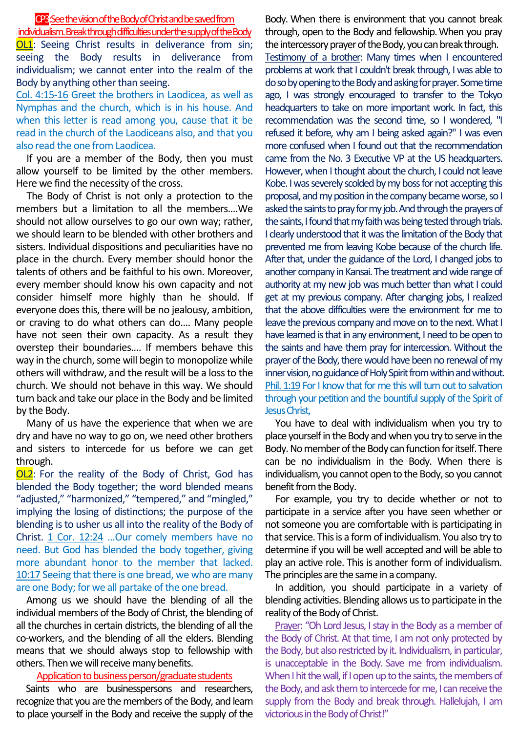## CP3: See the vision of the Body of Christ and be saved from individualism. Break through difficulties under the supply of the Body

**OL1**: Seeing Christ results in deliverance from sin; seeing the Body results in deliverance from individualism; we cannot enter into the realm of the Body by anything other than seeing.

Col. 4:15-16 Greet the brothers in Laodicea, as well as Nymphas and the church, which is in his house. And when this letter is read among you, cause that it be read in the church of the Laodiceans also, and that you also read the one from Laodicea.

If you are a member of the Body, then you must allow yourself to be limited by the other members. Here we find the necessity of the cross.

The Body of Christ is not only a protection to the members but a limitation to all the members....We should not allow ourselves to go our own way; rather, we should learn to be blended with other brothers and sisters. Individual dispositions and peculiarities have no place in the church. Every member should honor the talents of others and be faithful to his own. Moreover, every member should know his own capacity and not consider himself more highly than he should. If everyone does this, there will be no jealousy, ambition, or craving to do what others can do.... Many people have not seen their own capacity. As a result they overstep their boundaries.... If members behave this way in the church, some will begin to monopolize while others will withdraw, and the result will be a loss to the church. We should not behave in this way. We should turn back and take our place in the Body and be limited by the Body.

Many of us have the experience that when we are dry and have no way to go on, we need other brothers and sisters to intercede for us before we can get through.

**OL2**: For the reality of the Body of Christ, God has blended the Body together; the word blended means "adjusted," "harmonized," "tempered," and "mingled," implying the losing of distinctions; the purpose of the blending is to usher us all into the reality of the Body of Christ. 1 Cor. 12:24 ...Our comely members have no need. But God has blended the body together, giving more abundant honor to the member that lacked. 10:17 Seeing that there is one bread, we who are many are one Body; for we all partake of the one bread.

Among us we should have the blending of all the individual members of the Body of Christ, the blending of all the churches in certain districts, the blending of all the co-workers, and the blending of all the elders. Blending means that we should always stop to fellowship with others. Then we will receive many benefits.

### Application to business person/graduate students

Saints who are businesspersons and researchers, recognize that you are the members of the Body, and learn to place yourself in the Body and receive the supply of the Body. When there is environment that you cannot break through, open to the Body and fellowship. When you pray the intercessory prayer of the Body, you can break through.

Testimony of a brother: Many times when I encountered problems at work that I couldn't break through, I was able to do so by opening to the Body and asking for prayer. Some time ago, I was strongly encouraged to transfer to the Tokyo headquarters to take on more important work. In fact, this recommendation was the second time, so I wondered, "I refused it before, why am I being asked again?" I was even more confused when I found out that the recommendation came from the No. 3 Executive VP at the US headquarters. However, when I thought about the church, I could not leave Kobe. I was severely scolded by my boss for not accepting this proposal, and my position in the company became worse, so I asked the saints to pray for my job. And through the prayers of the saints, I found that my faith was being tested through trials. I clearly understood that it was the limitation of the Body that prevented me from leaving Kobe because of the church life. After that, under the guidance of the Lord, I changed jobs to another company in Kansai. The treatment and wide range of authority at my new job was much better than what I could get at my previous company. After changing jobs, I realized that the above difficulties were the environment for me to leave the previous company and move on to the next. What I have learned is that in any environment, I need to be open to the saints and have them pray for intercession. Without the prayer of the Body, there would have been no renewal of my inner vision, no guidance of Holy Spirit from within and without.

Phil. 1:19 For I know that for me this will turn out to salvation through your petition and the bountiful supply of the Spirit of Jesus Christ,

You have to deal with individualism when you try to place yourself in the Body and when you try to serve in the Body. No member of the Body can function for itself. There can be no individualism in the Body. When there is individualism, you cannot open to the Body, so you cannot benefit from the Body.

For example, you try to decide whether or not to participate in a service after you have seen whether or not someone you are comfortable with is participating in that service. This is a form of individualism. You also try to determine if you will be well accepted and will be able to play an active role. This is another form of individualism. The principles are the same in a company.

In addition, you should participate in a variety of blending activities. Blending allows us to participate in the reality of the Body of Christ.

Prayer: "Oh Lord Jesus, I stay in the Body as a member of the Body of Christ. At that time, I am not only protected by the Body, but also restricted by it. Individualism, in particular, is unacceptable in the Body. Save me from individualism. When I hit the wall, if I open up to the saints, the members of the Body, and ask them to intercede for me, I can receive the supply from the Body and break through. Hallelujah, I am victorious in the Body of Christ!"